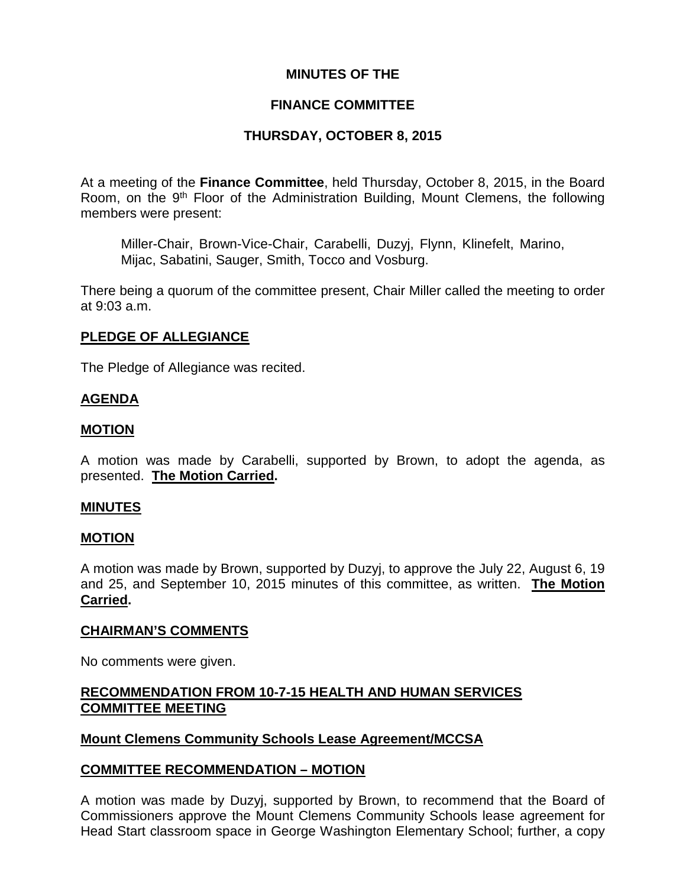# MINUTES OF THE

# FINANCE COMMITTEE

# THURSDAY, OCTOBER 8, 2015

At a meeting of the **Finance Committee**, held Thursday, October 8, 2015, in the Board Room, on the 9th Floor of the Administration Building, Mount Clemens, the following members were present:

> Miller-Chair, Brown-Vice-Chair, Carabelli, Duzyj, Flynn, Klinefelt, Marino, Mijac, Sabatini, Sauger, Smith, Tocco and Vosburg.

There being a quorum of the committee present, Chair Miller called the meeting to order at 9:03 a.m.

## PLEDGE OF ALLEGIANCE

The Pledge of Allegiance was recited.

## AGENDA

### MOTION

A motion was made by Carabelli, supported by Brown, to adopt the agenda, as presented. **The Motion Carried.**

## MINUTES

### MOTION

A motion was made by Brown, supported by Duzyj, to approve the July 22, August 6, 19 and 25, and September 10, 2015 minutes of this committee, as written. **The Motion Carried.**

## CHAIRMAN'S COMMENTS

No comments were given.

## RECOMMENDATION FROM 10-7-15 HEALTH AND HUMAN SERVICES COMMITTEE MEETING

### Mount Clemens Community Schools Lease Agreement/MCCSA

### COMMITTEE RECOMMENDATION – MOTION

A motion was made by Duzyj, supported by Brown, to recommend that the Board of Commissioners approve the Mount Clemens Community Schools lease agreement for Head Start classroom space in George Washington Elementary School; further, a copy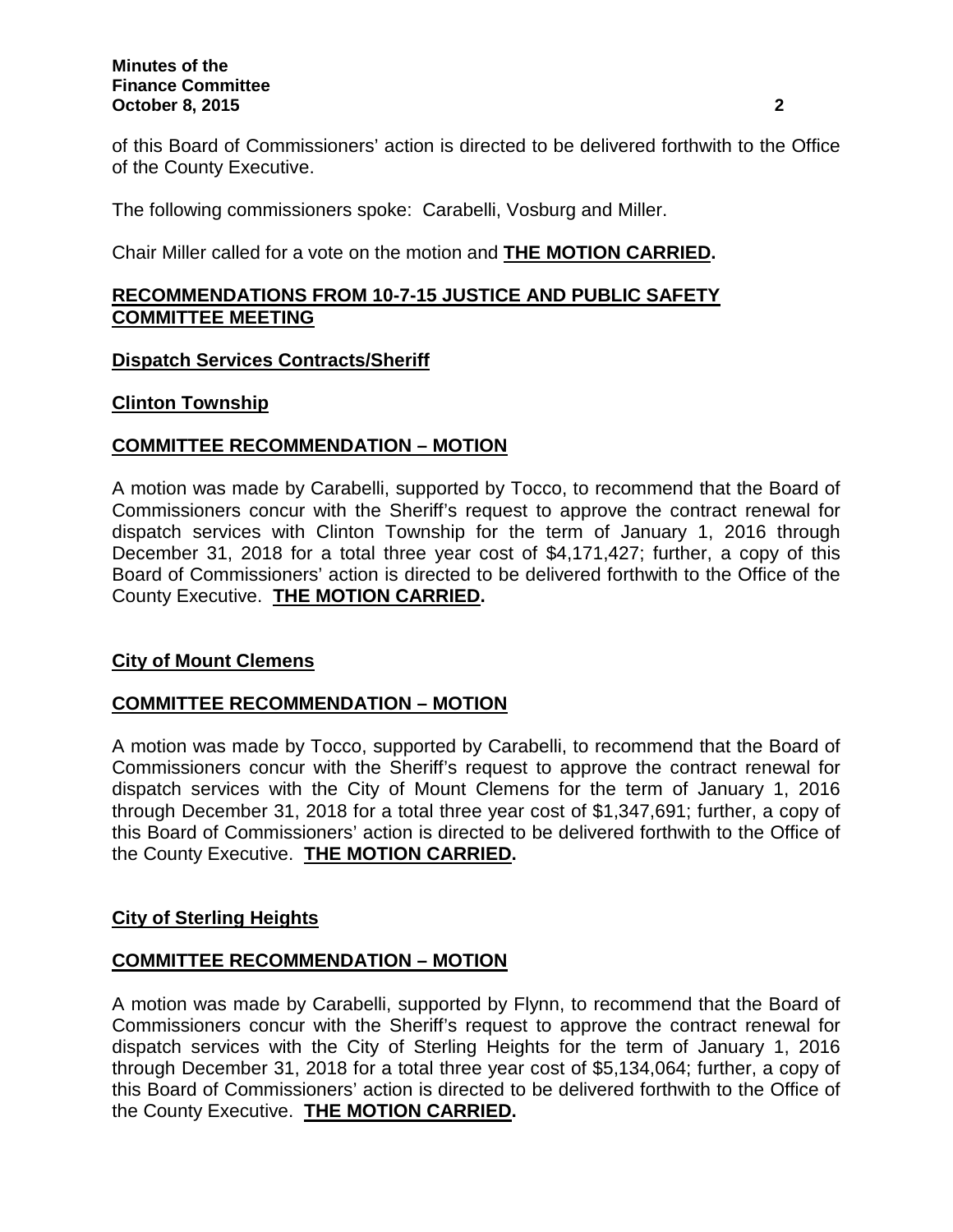of this Board of Commissioners' action is directed to be delivered forthwith to the Office of the County Executive.

The following commissioners spoke: Carabelli, Vosburg and Miller.

Chair Miller called for a vote on the motion and **THE MOTION CARRIED.**

## RECOMMENDATIONS FROM 10-7-15 JUSTICE AND PUBLIC SAFETY COMMITTEE MEETING

### Dispatch Services Contracts/Sheriff

### Clinton Township

#### COMMITTEE RECOMMENDATION – MOTION

A motion was made by Carabelli, supported by Tocco, to recommend that the Board of Commissioners concur with the Sheriff's request to approve the contract renewal for dispatch services with Clinton Township for the term of January 1, 2016 through December 31, 2018 for a total three year cost of $4,171,427; further, a copy of this Board of Commissioners' action is directed to be delivered forthwith to the Office of the County Executive. **THE MOTION CARRIED.**

### City of Mount Clemens

#### COMMITTEE RECOMMENDATION – MOTION

A motion was made by Tocco, supported by Carabelli, to recommend that the Board of Commissioners concur with the Sheriff's request to approve the contract renewal for dispatch services with the City of Mount Clemens for the term of January 1, 2016 through December 31, 2018 for a total three year cost of $1,347,691; further, a copy of this Board of Commissioners' action is directed to be delivered forthwith to the Office of the County Executive. **THE MOTION CARRIED.**

### City of Sterling Heights

#### COMMITTEE RECOMMENDATION – MOTION

A motion was made by Carabelli, supported by Flynn, to recommend that the Board of Commissioners concur with the Sheriff's request to approve the contract renewal for dispatch services with the City of Sterling Heights for the term of January 1, 2016 through December 31, 2018 for a total three year cost of $5,134,064; further, a copy of this Board of Commissioners' action is directed to be delivered forthwith to the Office of the County Executive. **THE MOTION CARRIED.**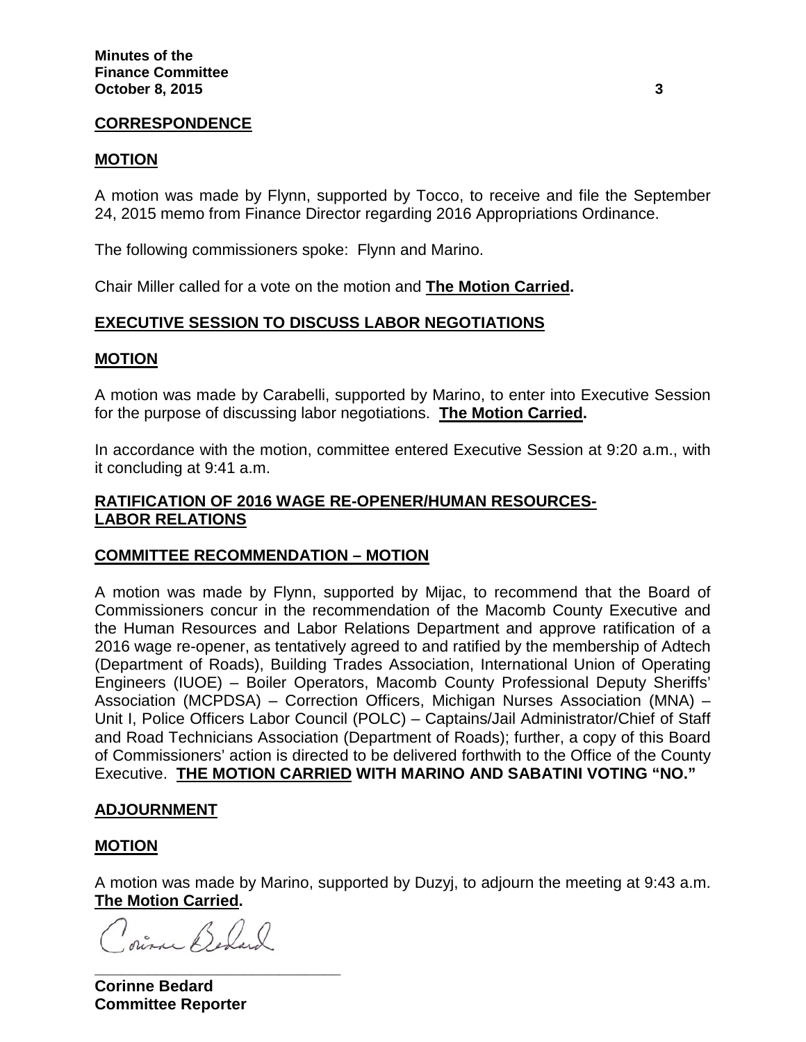## CORRESPONDENCE

### MOTION

A motion was made by Flynn, supported by Tocco, to receive and file the September 24, 2015 memo from Finance Director regarding 2016 Appropriations Ordinance.

The following commissioners spoke: Flynn and Marino.

Chair Miller called for a vote on the motion and **The Motion Carried.**

## EXECUTIVE SESSION TO DISCUSS LABOR NEGOTIATIONS

### MOTION

A motion was made by Carabelli, supported by Marino, to enter into Executive Session for the purpose of discussing labor negotiations. **The Motion Carried.**

In accordance with the motion, committee entered Executive Session at 9:20 a.m., with it concluding at 9:41 a.m.

## RATIFICATION OF 2016 WAGE RE-OPENER/HUMAN RESOURCES-LABOR RELATIONS

### COMMITTEE RECOMMENDATION – MOTION

A motion was made by Flynn, supported by Mijac, to recommend that the Board of Commissioners concur in the recommendation of the Macomb County Executive and the Human Resources and Labor Relations Department and approve ratification of a 2016 wage re-opener, as tentatively agreed to and ratified by the membership of Adtech (Department of Roads), Building Trades Association, International Union of Operating Engineers (IUOE) – Boiler Operators, Macomb County Professional Deputy Sheriffs' Association (MCPDSA) – Correction Officers, Michigan Nurses Association (MNA) – Unit I, Police Officers Labor Council (POLC) – Captains/Jail Administrator/Chief of Staff and Road Technicians Association (Department of Roads); further, a copy of this Board of Commissioners' action is directed to be delivered forthwith to the Office of the County Executive. **THE MOTION CARRIED WITH MARINO AND SABATINI VOTING "NO."**

## ADJOURNMENT

### MOTION

A motion was made by Marino, supported by Duzyj, to adjourn the meeting at 9:43 a.m. **The Motion Carried.**

_______________________________

**Corinne Bedard**
**Committee Reporter**